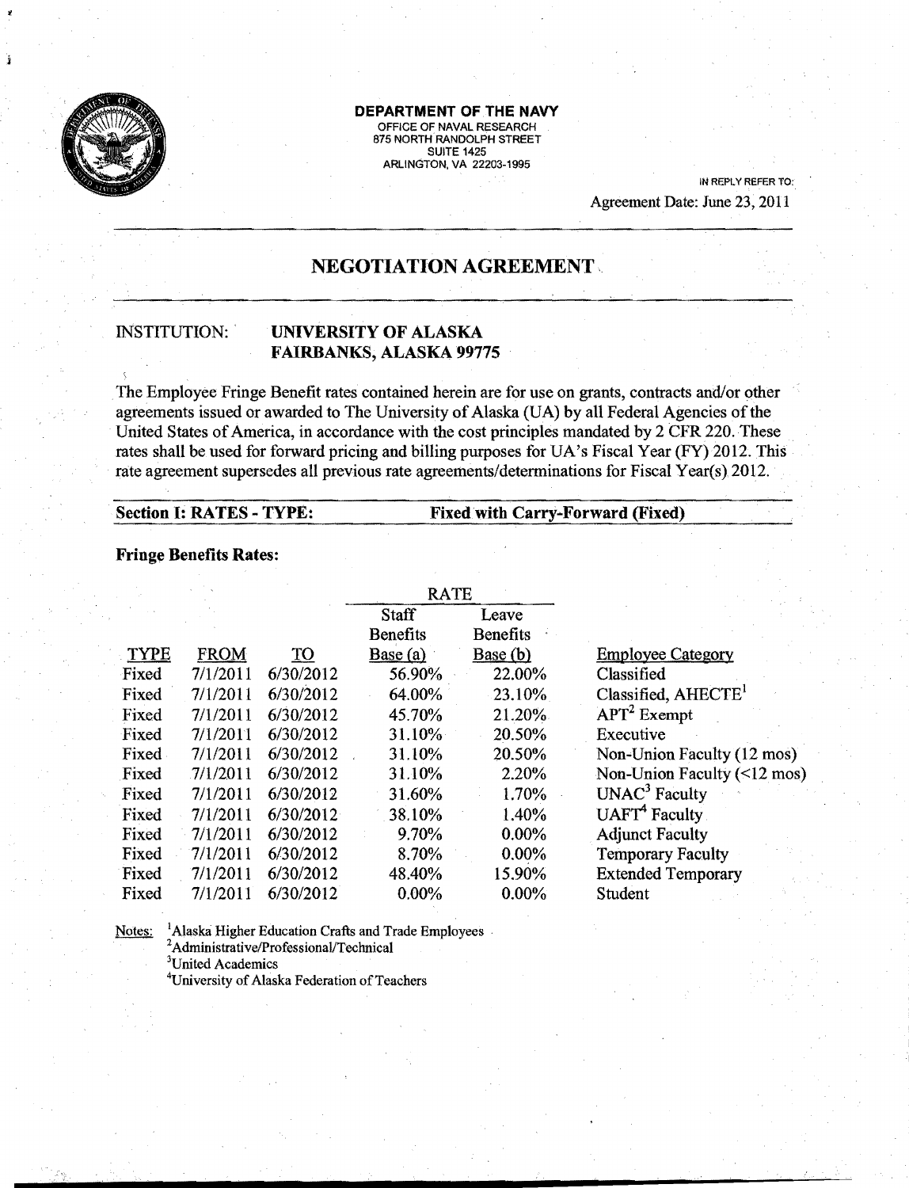**DEPARTMENT OF THE NAVY**
OFFICE OF NAVAL RESEARCH
875 NORTH RANDOLPH STREET
SUITE 1425
ARLINGTON, VA 22203-1995

IN REPLY REFER TO:

Agreement Date: June 23, 2011

# NEGOTIATION AGREEMENT

INSTITUTION: **UNIVERSITY OF ALASKA**
**FAIRBANKS, ALASKA 99775**

The Employee Fringe Benefit rates contained herein are for use on grants, contracts and/or other agreements issued or awarded to The University of Alaska (UA) by all Federal Agencies of the United States of America, in accordance with the cost principles mandated by 2 CFR 220. These rates shall be used for forward pricing and billing purposes for UA's Fiscal Year (FY) 2012. This rate agreement supersedes all previous rate agreements/determinations for Fiscal Year(s) 2012.

**Section I: RATES - TYPE: Fixed with Carry-Forward (Fixed)**

**Fringe Benefits Rates:**

| | | | RATE | | |
|---|---|---|---|---|---|
| TYPE | FROM | TO | Staff Benefits Base (a) | Leave Benefits Base (b) | Employee Category |
| Fixed | 7/1/2011 | 6/30/2012 | 56.90% | 22.00% | Classified |
| Fixed | 7/1/2011 | 6/30/2012 | 64.00% | 23.10% | Classified, AHECTE[1] |
| Fixed | 7/1/2011 | 6/30/2012 | 45.70% | 21.20% | APT[2] Exempt |
| Fixed | 7/1/2011 | 6/30/2012 | 31.10% | 20.50% | Executive |
| Fixed | 7/1/2011 | 6/30/2012 | 31.10% | 20.50% | Non-Union Faculty (12 mos) |
| Fixed | 7/1/2011 | 6/30/2012 | 31.10% | 2.20% | Non-Union Faculty (<12 mos) |
| Fixed | 7/1/2011 | 6/30/2012 | 31.60% | 1.70% | UNAC[3] Faculty |
| Fixed | 7/1/2011 | 6/30/2012 | 38.10% | 1.40% | UAFT[4] Faculty |
| Fixed | 7/1/2011 | 6/30/2012 | 9.70% | 0.00% | Adjunct Faculty |
| Fixed | 7/1/2011 | 6/30/2012 | 8.70% | 0.00% | Temporary Faculty |
| Fixed | 7/1/2011 | 6/30/2012 | 48.40% | 15.90% | Extended Temporary |
| Fixed | 7/1/2011 | 6/30/2012 | 0.00% | 0.00% | Student |

Notes:
[1]Alaska Higher Education Crafts and Trade Employees
[2]Administrative/Professional/Technical
[3]United Academics
[4]University of Alaska Federation of Teachers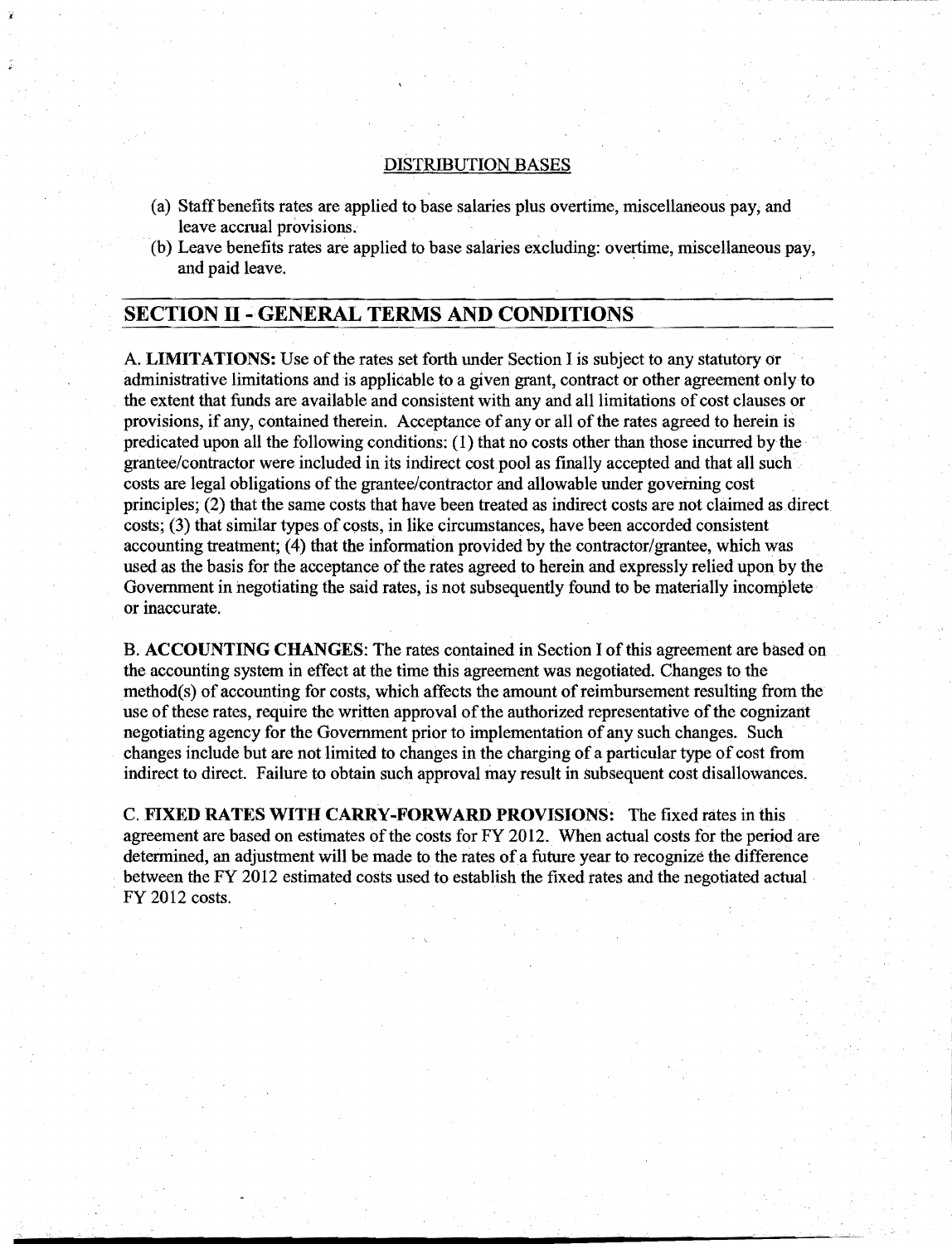DISTRIBUTION BASES

(a) Staff benefits rates are applied to base salaries plus overtime, miscellaneous pay, and leave accrual provisions.
(b) Leave benefits rates are applied to base salaries excluding: overtime, miscellaneous pay, and paid leave.

## SECTION II - GENERAL TERMS AND CONDITIONS

A. **LIMITATIONS:** Use of the rates set forth under Section I is subject to any statutory or administrative limitations and is applicable to a given grant, contract or other agreement only to the extent that funds are available and consistent with any and all limitations of cost clauses or provisions, if any, contained therein. Acceptance of any or all of the rates agreed to herein is predicated upon all the following conditions: (1) that no costs other than those incurred by the grantee/contractor were included in its indirect cost pool as finally accepted and that all such costs are legal obligations of the grantee/contractor and allowable under governing cost principles; (2) that the same costs that have been treated as indirect costs are not claimed as direct costs; (3) that similar types of costs, in like circumstances, have been accorded consistent accounting treatment; (4) that the information provided by the contractor/grantee, which was used as the basis for the acceptance of the rates agreed to herein and expressly relied upon by the Government in negotiating the said rates, is not subsequently found to be materially incomplete or inaccurate.

B. **ACCOUNTING CHANGES:** The rates contained in Section I of this agreement are based on the accounting system in effect at the time this agreement was negotiated. Changes to the method(s) of accounting for costs, which affects the amount of reimbursement resulting from the use of these rates, require the written approval of the authorized representative of the cognizant negotiating agency for the Government prior to implementation of any such changes. Such changes include but are not limited to changes in the charging of a particular type of cost from indirect to direct. Failure to obtain such approval may result in subsequent cost disallowances.

C. **FIXED RATES WITH CARRY-FORWARD PROVISIONS:** The fixed rates in this agreement are based on estimates of the costs for FY 2012. When actual costs for the period are determined, an adjustment will be made to the rates of a future year to recognize the difference between the FY 2012 estimated costs used to establish the fixed rates and the negotiated actual FY 2012 costs.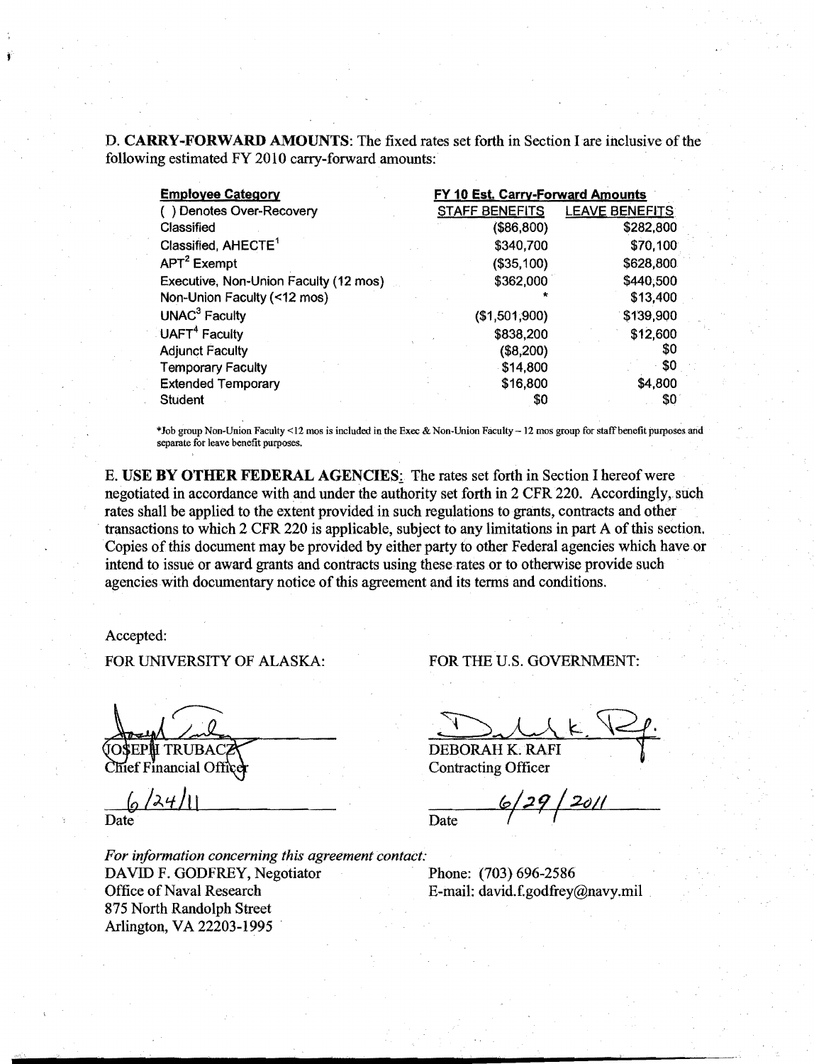D. **CARRY-FORWARD AMOUNTS**: The fixed rates set forth in Section I are inclusive of the following estimated FY 2010 carry-forward amounts:

| **Employee Category** | **FY 10 Est. Carry-Forward Amounts** | |
|---|---|---|
| ( ) Denotes Over-Recovery | STAFF BENEFITS | LEAVE BENEFITS |
| Classified | ($86,800) | $282,800 |
| Classified, AHECTE[1] | $340,700 | $70,100 |
| APT[2] Exempt | ($35,100) | $628,800 |
| Executive, Non-Union Faculty (12 mos) | $362,000 | $440,500 |
| Non-Union Faculty (<12 mos) | * | $13,400 |
| UNAC[3] Faculty | ($1,501,900) | $139,900 |
| UAFT[4] Faculty | $838,200 | $12,600 |
| Adjunct Faculty | ($8,200) | $0 |
| Temporary Faculty | $14,800 | $0 |
| Extended Temporary | $16,800 | $4,800 |
| Student | $0 | $0 |

*Job group Non-Union Faculty <12 mos is included in the Exec & Non-Union Faculty – 12 mos group for staff benefit purposes and separate for leave benefit purposes.

E. **USE BY OTHER FEDERAL AGENCIES**: The rates set forth in Section I hereof were negotiated in accordance with and under the authority set forth in 2 CFR 220. Accordingly, such rates shall be applied to the extent provided in such regulations to grants, contracts and other transactions to which 2 CFR 220 is applicable, subject to any limitations in part A of this section. Copies of this document may be provided by either party to other Federal agencies which have or intend to issue or award grants and contracts using these rates or to otherwise provide such agencies with documentary notice of this agreement and its terms and conditions.

Accepted:

FOR UNIVERSITY OF ALASKA:

JOSEPH TRUBACZ
Chief Financial Officer

6/24/11
Date

FOR THE U.S. GOVERNMENT:

DEBORAH K. RAFI
Contracting Officer

6/29/2011
Date

*For information concerning this agreement contact:*
DAVID F. GODFREY, Negotiator
Office of Naval Research
875 North Randolph Street
Arlington, VA 22203-1995

Phone: (703) 696-2586
E-mail: david.f.godfrey@navy.mil